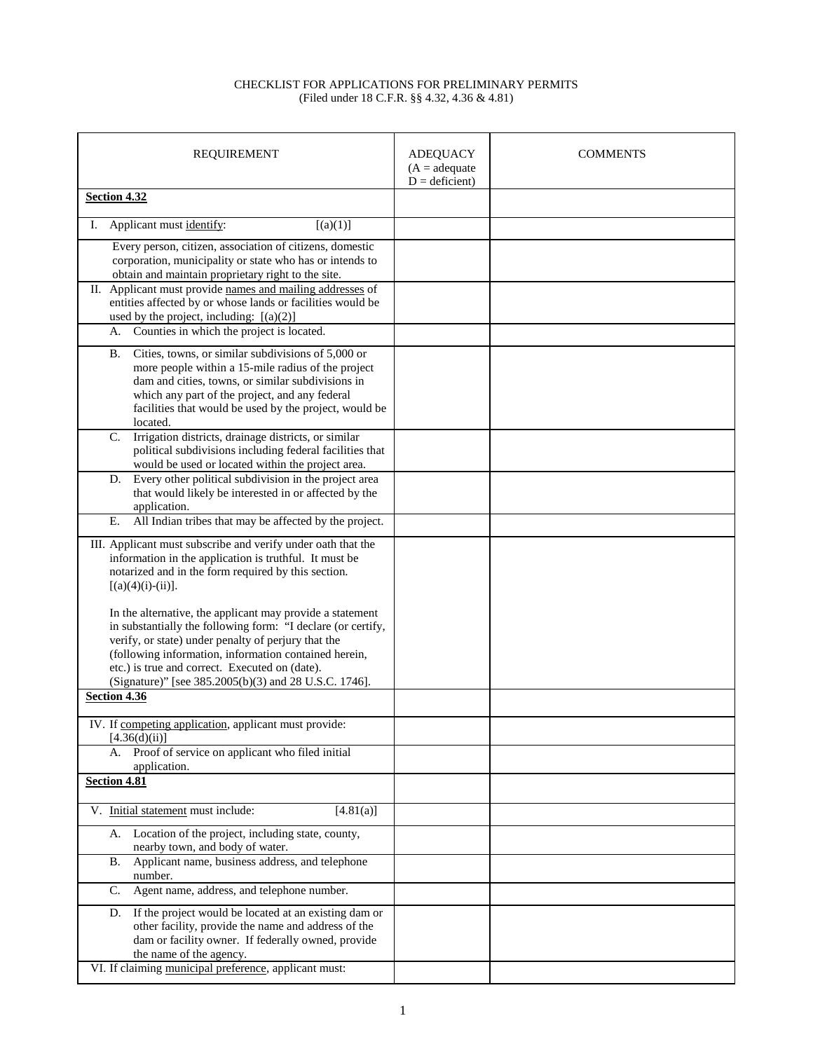CHECKLIST FOR APPLICATIONS FOR PRELIMINARY PERMITS
(Filed under 18 C.F.R. §§ 4.32, 4.36 & 4.81)

| REQUIREMENT | ADEQUACY (A = adequate D = deficient) | COMMENTS |
|---|---|---|
| **Section 4.32** | | |
| I. Applicant must identify: [(a)(1)] | | |
| Every person, citizen, association of citizens, domestic corporation, municipality or state who has or intends to obtain and maintain proprietary right to the site. | | |
| II. Applicant must provide names and mailing addresses of entities affected by or whose lands or facilities would be used by the project, including: [(a)(2)] | | |
| A. Counties in which the project is located. | | |
| B. Cities, towns, or similar subdivisions of 5,000 or more people within a 15-mile radius of the project dam and cities, towns, or similar subdivisions in which any part of the project, and any federal facilities that would be used by the project, would be located. | | |
| C. Irrigation districts, drainage districts, or similar political subdivisions including federal facilities that would be used or located within the project area. | | |
| D. Every other political subdivision in the project area that would likely be interested in or affected by the application. | | |
| E. All Indian tribes that may be affected by the project. | | |
| III. Applicant must subscribe and verify under oath that the information in the application is truthful. It must be notarized and in the form required by this section. [(a)(4)(i)-(ii)]. In the alternative, the applicant may provide a statement in substantially the following form: "I declare (or certify, verify, or state) under penalty of perjury that the (following information, information contained herein, etc.) is true and correct. Executed on (date). (Signature)" [see 385.2005(b)(3) and 28 U.S.C. 1746]. | | |
| **Section 4.36** | | |
| IV. If competing application, applicant must provide: [4.36(d)(ii)] | | |
| A. Proof of service on applicant who filed initial application. | | |
| **Section 4.81** | | |
| V. Initial statement must include: [4.81(a)] | | |
| A. Location of the project, including state, county, nearby town, and body of water. | | |
| B. Applicant name, business address, and telephone number. | | |
| C. Agent name, address, and telephone number. | | |
| D. If the project would be located at an existing dam or other facility, provide the name and address of the dam or facility owner. If federally owned, provide the name of the agency. | | |
| VI. If claiming municipal preference, applicant must: | | |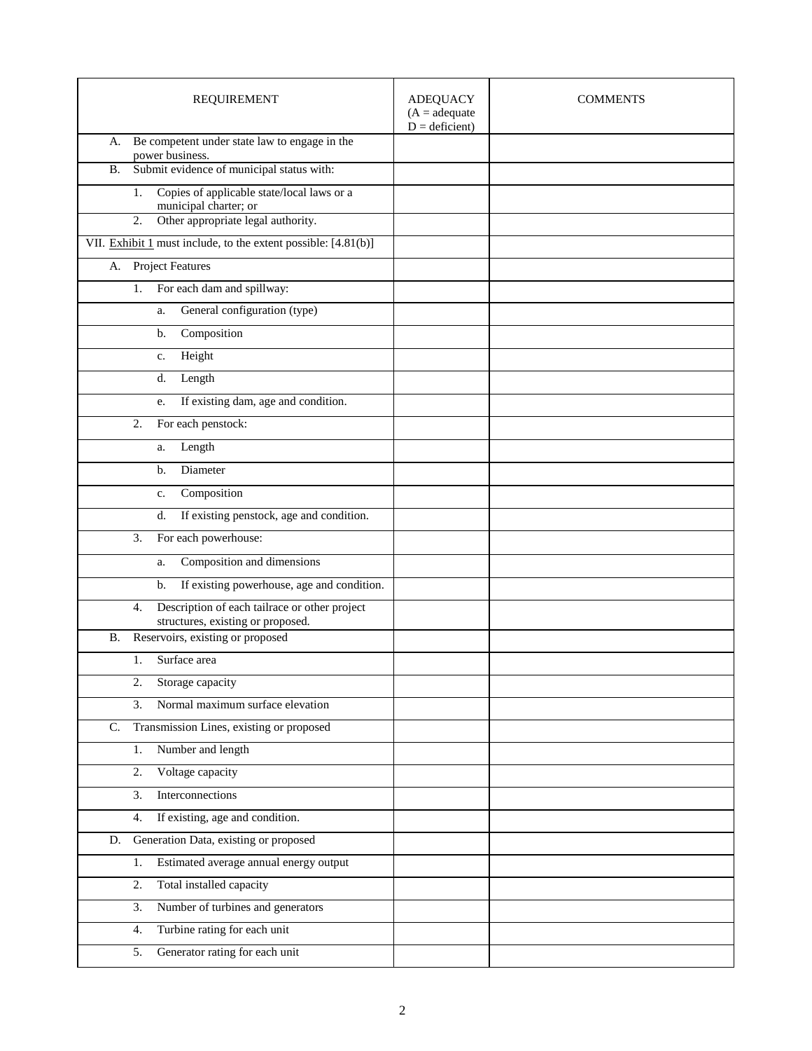| REQUIREMENT | ADEQUACY (A = adequate D = deficient) | COMMENTS |
|---|---|---|
| A. Be competent under state law to engage in the power business. | | |
| B. Submit evidence of municipal status with: | | |
| 1. Copies of applicable state/local laws or a municipal charter; or | | |
| 2. Other appropriate legal authority. | | |
| VII. Exhibit 1 must include, to the extent possible: [4.81(b)] | | |
| A. Project Features | | |
| 1. For each dam and spillway: | | |
| a. General configuration (type) | | |
| b. Composition | | |
| c. Height | | |
| d. Length | | |
| e. If existing dam, age and condition. | | |
| 2. For each penstock: | | |
| a. Length | | |
| b. Diameter | | |
| c. Composition | | |
| d. If existing penstock, age and condition. | | |
| 3. For each powerhouse: | | |
| a. Composition and dimensions | | |
| b. If existing powerhouse, age and condition. | | |
| 4. Description of each tailrace or other project structures, existing or proposed. | | |
| B. Reservoirs, existing or proposed | | |
| 1. Surface area | | |
| 2. Storage capacity | | |
| 3. Normal maximum surface elevation | | |
| C. Transmission Lines, existing or proposed | | |
| 1. Number and length | | |
| 2. Voltage capacity | | |
| 3. Interconnections | | |
| 4. If existing, age and condition. | | |
| D. Generation Data, existing or proposed | | |
| 1. Estimated average annual energy output | | |
| 2. Total installed capacity | | |
| 3. Number of turbines and generators | | |
| 4. Turbine rating for each unit | | |
| 5. Generator rating for each unit | | |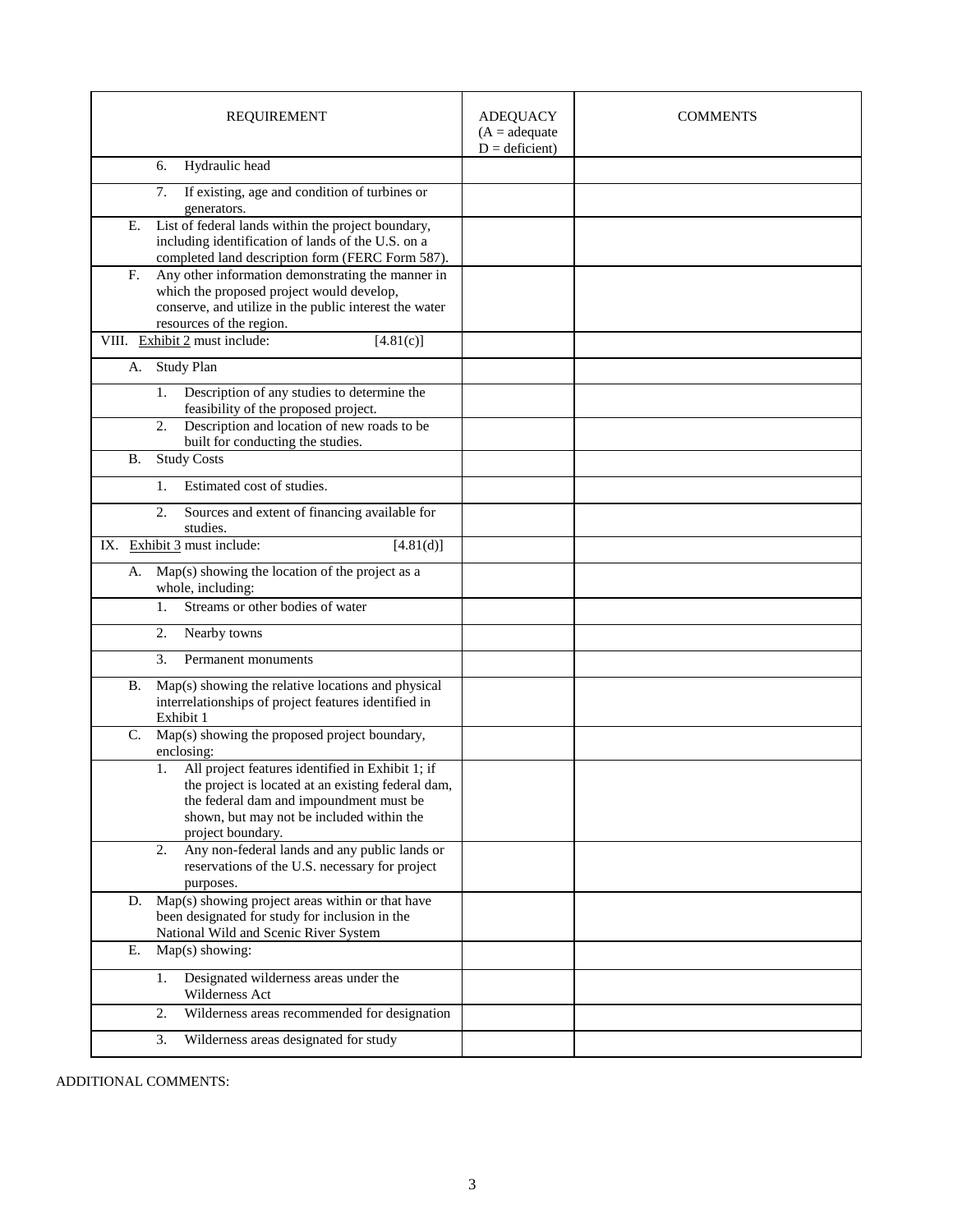| REQUIREMENT | ADEQUACY (A = adequate D = deficient) | COMMENTS |
|---|---|---|
| 6. Hydraulic head | | |
| 7. If existing, age and condition of turbines or generators. | | |
| E. List of federal lands within the project boundary, including identification of lands of the U.S. on a completed land description form (FERC Form 587). | | |
| F. Any other information demonstrating the manner in which the proposed project would develop, conserve, and utilize in the public interest the water resources of the region. | | |
| VIII. Exhibit 2 must include: [4.81(c)] | | |
| A. Study Plan | | |
| 1. Description of any studies to determine the feasibility of the proposed project. | | |
| 2. Description and location of new roads to be built for conducting the studies. | | |
| B. Study Costs | | |
| 1. Estimated cost of studies. | | |
| 2. Sources and extent of financing available for studies. | | |
| IX. Exhibit 3 must include: [4.81(d)] | | |
| A. Map(s) showing the location of the project as a whole, including: | | |
| 1. Streams or other bodies of water | | |
| 2. Nearby towns | | |
| 3. Permanent monuments | | |
| B. Map(s) showing the relative locations and physical interrelationships of project features identified in Exhibit 1 | | |
| C. Map(s) showing the proposed project boundary, enclosing: | | |
| 1. All project features identified in Exhibit 1; if the project is located at an existing federal dam, the federal dam and impoundment must be shown, but may not be included within the project boundary. | | |
| 2. Any non-federal lands and any public lands or reservations of the U.S. necessary for project purposes. | | |
| D. Map(s) showing project areas within or that have been designated for study for inclusion in the National Wild and Scenic River System | | |
| E. Map(s) showing: | | |
| 1. Designated wilderness areas under the Wilderness Act | | |
| 2. Wilderness areas recommended for designation | | |
| 3. Wilderness areas designated for study | | |

ADDITIONAL COMMENTS: